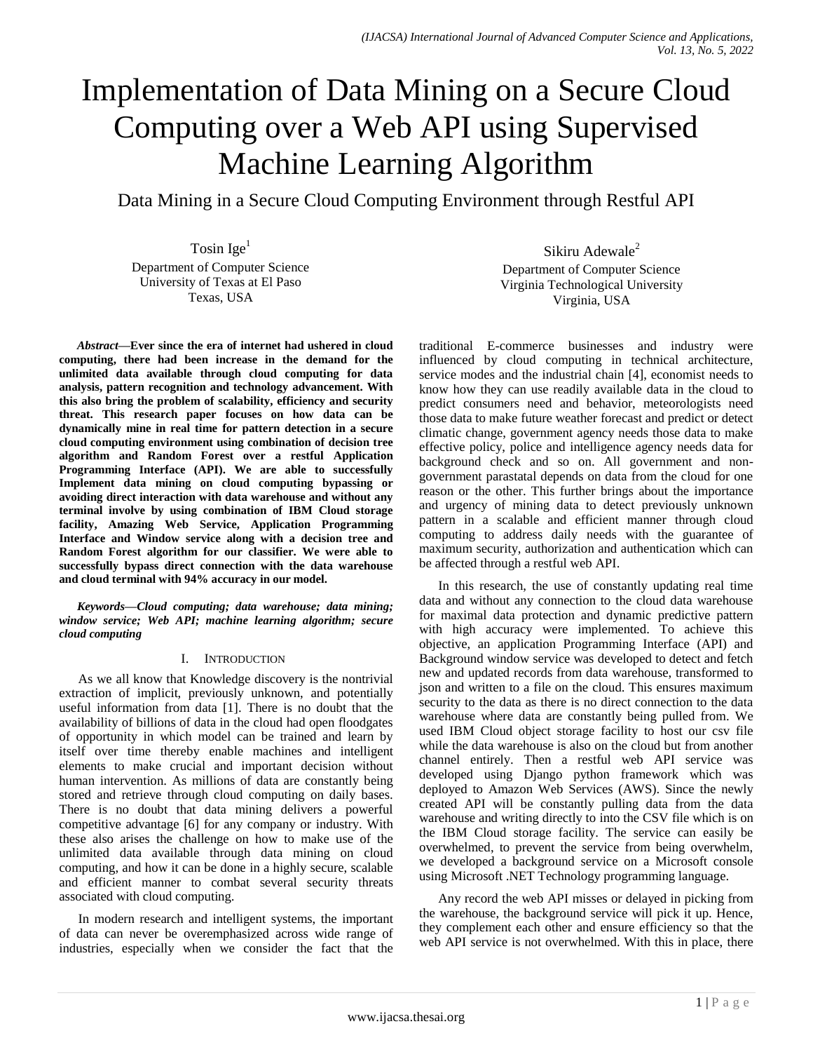# Implementation of Data Mining on a Secure Cloud Computing over a Web API using Supervised Machine Learning Algorithm

Data Mining in a Secure Cloud Computing Environment through Restful API

Tosin Ige[1]
Department of Computer Science
University of Texas at El Paso
Texas, USA

Sikiru Adewale[2]
Department of Computer Science
Virginia Technological University
Virginia, USA

***Abstract*—Ever since the era of internet had ushered in cloud computing, there had been increase in the demand for the unlimited data available through cloud computing for data analysis, pattern recognition and technology advancement. With this also bring the problem of scalability, efficiency and security threat. This research paper focuses on how data can be dynamically mine in real time for pattern detection in a secure cloud computing environment using combination of decision tree algorithm and Random Forest over a restful Application Programming Interface (API). We are able to successfully Implement data mining on cloud computing bypassing or avoiding direct interaction with data warehouse and without any terminal involve by using combination of IBM Cloud storage facility, Amazing Web Service, Application Programming Interface and Window service along with a decision tree and Random Forest algorithm for our classifier. We were able to successfully bypass direct connection with the data warehouse and cloud terminal with 94% accuracy in our model.**

***Keywords*—*Cloud computing; data warehouse; data mining; window service; Web API; machine learning algorithm; secure cloud computing***

## I. Introduction

As we all know that Knowledge discovery is the nontrivial extraction of implicit, previously unknown, and potentially useful information from data [1]. There is no doubt that the availability of billions of data in the cloud had open floodgates of opportunity in which model can be trained and learn by itself over time thereby enable machines and intelligent elements to make crucial and important decision without human intervention. As millions of data are constantly being stored and retrieve through cloud computing on daily bases. There is no doubt that data mining delivers a powerful competitive advantage [6] for any company or industry. With these also arises the challenge on how to make use of the unlimited data available through data mining on cloud computing, and how it can be done in a highly secure, scalable and efficient manner to combat several security threats associated with cloud computing.

In modern research and intelligent systems, the important of data can never be overemphasized across wide range of industries, especially when we consider the fact that the traditional E-commerce businesses and industry were influenced by cloud computing in technical architecture, service modes and the industrial chain [4], economist needs to know how they can use readily available data in the cloud to predict consumers need and behavior, meteorologists need those data to make future weather forecast and predict or detect climatic change, government agency needs those data to make effective policy, police and intelligence agency needs data for background check and so on. All government and non-government parastatal depends on data from the cloud for one reason or the other. This further brings about the importance and urgency of mining data to detect previously unknown pattern in a scalable and efficient manner through cloud computing to address daily needs with the guarantee of maximum security, authorization and authentication which can be affected through a restful web API.

In this research, the use of constantly updating real time data and without any connection to the cloud data warehouse for maximal data protection and dynamic predictive pattern with high accuracy were implemented. To achieve this objective, an application Programming Interface (API) and Background window service was developed to detect and fetch new and updated records from data warehouse, transformed to json and written to a file on the cloud. This ensures maximum security to the data as there is no direct connection to the data warehouse where data are constantly being pulled from. We used IBM Cloud object storage facility to host our csv file while the data warehouse is also on the cloud but from another channel entirely. Then a restful web API service was developed using Django python framework which was deployed to Amazon Web Services (AWS). Since the newly created API will be constantly pulling data from the data warehouse and writing directly to into the CSV file which is on the IBM Cloud storage facility. The service can easily be overwhelmed, to prevent the service from being overwhelm, we developed a background service on a Microsoft console using Microsoft .NET Technology programming language.

Any record the web API misses or delayed in picking from the warehouse, the background service will pick it up. Hence, they complement each other and ensure efficiency so that the web API service is not overwhelmed. With this in place, there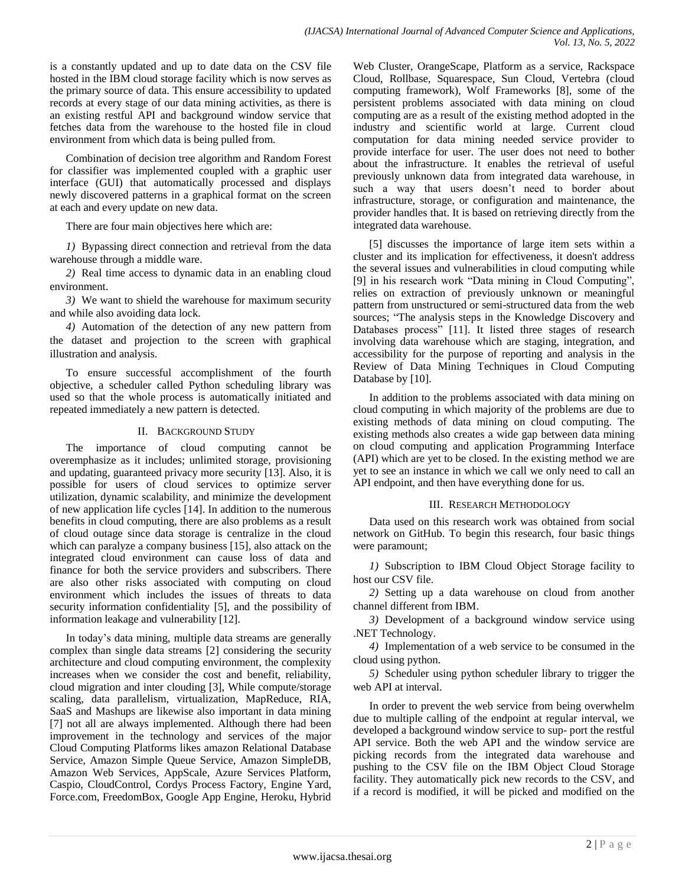is a constantly updated and up to date data on the CSV file hosted in the IBM cloud storage facility which is now serves as the primary source of data. This ensure accessibility to updated records at every stage of our data mining activities, as there is an existing restful API and background window service that fetches data from the warehouse to the hosted file in cloud environment from which data is being pulled from.

Combination of decision tree algorithm and Random Forest for classifier was implemented coupled with a graphic user interface (GUI) that automatically processed and displays newly discovered patterns in a graphical format on the screen at each and every update on new data.

There are four main objectives here which are:

*1)* Bypassing direct connection and retrieval from the data warehouse through a middle ware.

*2)* Real time access to dynamic data in an enabling cloud environment.

*3)* We want to shield the warehouse for maximum security and while also avoiding data lock.

*4)* Automation of the detection of any new pattern from the dataset and projection to the screen with graphical illustration and analysis.

To ensure successful accomplishment of the fourth objective, a scheduler called Python scheduling library was used so that the whole process is automatically initiated and repeated immediately a new pattern is detected.

## II. Background Study

The importance of cloud computing cannot be overemphasize as it includes; unlimited storage, provisioning and updating, guaranteed privacy more security [13]. Also, it is possible for users of cloud services to optimize server utilization, dynamic scalability, and minimize the development of new application life cycles [14]. In addition to the numerous benefits in cloud computing, there are also problems as a result of cloud outage since data storage is centralize in the cloud which can paralyze a company business [15], also attack on the integrated cloud environment can cause loss of data and finance for both the service providers and subscribers. There are also other risks associated with computing on cloud environment which includes the issues of threats to data security information confidentiality [5], and the possibility of information leakage and vulnerability [12].

In today's data mining, multiple data streams are generally complex than single data streams [2] considering the security architecture and cloud computing environment, the complexity increases when we consider the cost and benefit, reliability, cloud migration and inter clouding [3], While compute/storage scaling, data parallelism, virtualization, MapReduce, RIA, SaaS and Mashups are likewise also important in data mining [7] not all are always implemented. Although there had been improvement in the technology and services of the major Cloud Computing Platforms likes amazon Relational Database Service, Amazon Simple Queue Service, Amazon SimpleDB, Amazon Web Services, AppScale, Azure Services Platform, Caspio, CloudControl, Cordys Process Factory, Engine Yard, Force.com, FreedomBox, Google App Engine, Heroku, Hybrid Web Cluster, OrangeScape, Platform as a service, Rackspace Cloud, Rollbase, Squarespace, Sun Cloud, Vertebra (cloud computing framework), Wolf Frameworks [8], some of the persistent problems associated with data mining on cloud computing are as a result of the existing method adopted in the industry and scientific world at large. Current cloud computation for data mining needed service provider to provide interface for user. The user does not need to bother about the infrastructure. It enables the retrieval of useful previously unknown data from integrated data warehouse, in such a way that users doesn't need to border about infrastructure, storage, or configuration and maintenance, the provider handles that. It is based on retrieving directly from the integrated data warehouse.

[5] discusses the importance of large item sets within a cluster and its implication for effectiveness, it doesn't address the several issues and vulnerabilities in cloud computing while [9] in his research work "Data mining in Cloud Computing", relies on extraction of previously unknown or meaningful pattern from unstructured or semi-structured data from the web sources; "The analysis steps in the Knowledge Discovery and Databases process" [11]. It listed three stages of research involving data warehouse which are staging, integration, and accessibility for the purpose of reporting and analysis in the Review of Data Mining Techniques in Cloud Computing Database by [10].

In addition to the problems associated with data mining on cloud computing in which majority of the problems are due to existing methods of data mining on cloud computing. The existing methods also creates a wide gap between data mining on cloud computing and application Programming Interface (API) which are yet to be closed. In the existing method we are yet to see an instance in which we call we only need to call an API endpoint, and then have everything done for us.

## III. Research Methodology

Data used on this research work was obtained from social network on GitHub. To begin this research, four basic things were paramount;

*1)* Subscription to IBM Cloud Object Storage facility to host our CSV file.

*2)* Setting up a data warehouse on cloud from another channel different from IBM.

*3)* Development of a background window service using .NET Technology.

*4)* Implementation of a web service to be consumed in the cloud using python.

*5)* Scheduler using python scheduler library to trigger the web API at interval.

In order to prevent the web service from being overwhelm due to multiple calling of the endpoint at regular interval, we developed a background window service to sup- port the restful API service. Both the web API and the window service are picking records from the integrated data warehouse and pushing to the CSV file on the IBM Object Cloud Storage facility. They automatically pick new records to the CSV, and if a record is modified, it will be picked and modified on the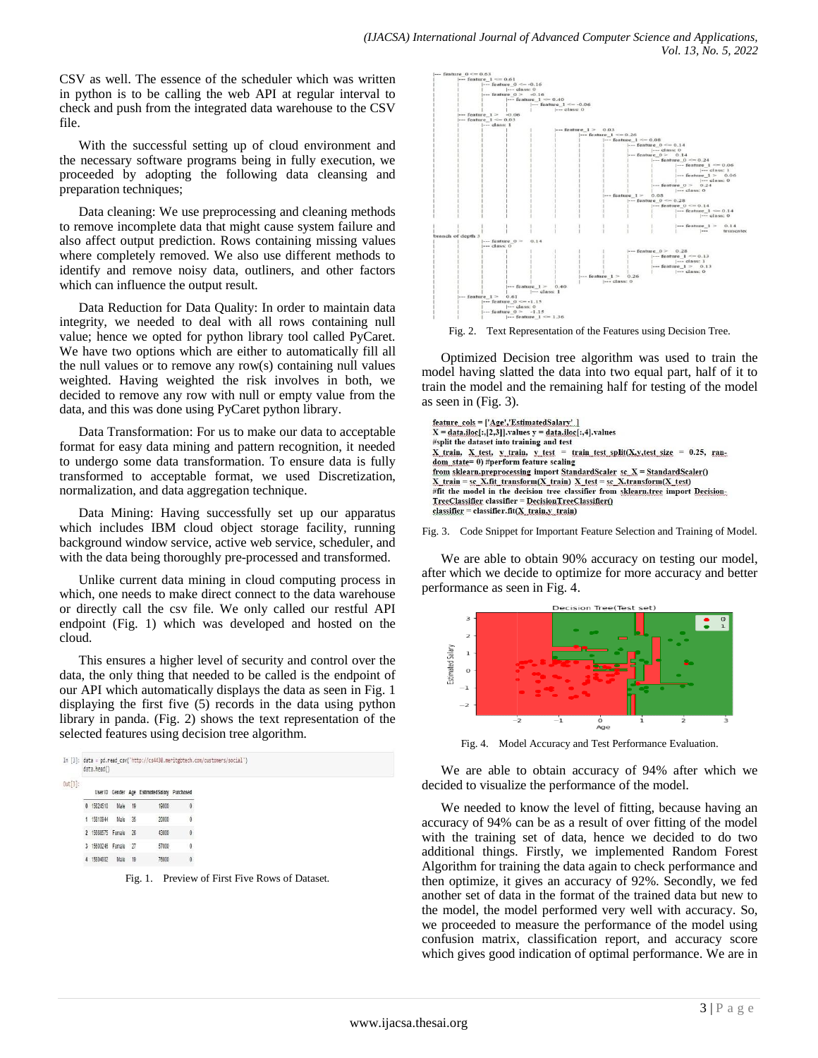CSV as well. The essence of the scheduler which was written in python is to be calling the web API at regular interval to check and push from the integrated data warehouse to the CSV file.

With the successful setting up of cloud environment and the necessary software programs being in fully execution, we proceeded by adopting the following data cleansing and preparation techniques;

Data cleaning: We use preprocessing and cleaning methods to remove incomplete data that might cause system failure and also affect output prediction. Rows containing missing values where completely removed. We also use different methods to identify and remove noisy data, outliners, and other factors which can influence the output result.

Data Reduction for Data Quality: In order to maintain data integrity, we needed to deal with all rows containing null value; hence we opted for python library tool called PyCaret. We have two options which are either to automatically fill all the null values or to remove any row(s) containing null values weighted. Having weighted the risk involves in both, we decided to remove any row with null or empty value from the data, and this was done using PyCaret python library.

Data Transformation: For us to make our data to acceptable format for easy data mining and pattern recognition, it needed to undergo some data transformation. To ensure data is fully transformed to acceptable format, we used Discretization, normalization, and data aggregation technique.

Data Mining: Having successfully set up our apparatus which includes IBM cloud object storage facility, running background window service, active web service, scheduler, and with the data being thoroughly pre-processed and transformed.

Unlike current data mining in cloud computing process in which, one needs to make direct connect to the data warehouse or directly call the csv file. We only called our restful API endpoint (Fig. 1) which was developed and hosted on the cloud.

This ensures a higher level of security and control over the data, the only thing that needed to be called is the endpoint of our API which automatically displays the data as seen in Fig. 1 displaying the first five (5) records in the data using python library in panda. (Fig. 2) shows the text representation of the selected features using decision tree algorithm.

```
In [3]: data = pd.read_csv("http://cs4430.meritgbtech.com/customers/social")
        data.head()
```

Out[3]:

| | User ID | Gender | Age | EstimatedSalary | Purchased |
|---|---|---|---|---|---|
| 0 | 15624510 | Male | 19 | 19000 | 0 |
| 1 | 15810944 | Male | 35 | 20000 | 0 |
| 2 | 15668575 | Female | 26 | 43000 | 0 |
| 3 | 15603246 | Female | 27 | 57000 | 0 |
| 4 | 15804002 | Male | 19 | 76000 | 0 |

Fig. 1. Preview of First Five Rows of Dataset.

Fig. 2. Text Representation of the Features using Decision Tree.

Optimized Decision tree algorithm was used to train the model having slatted the data into two equal part, half of it to train the model and the remaining half for testing of the model as seen in (Fig. 3).

```
feature_cols = ['Age','EstimatedSalary' ]
X = data.iloc[:,[2,3]].values y = data.iloc[:,4].values
#split the dataset into training and test
X_train, X_test, y_train, y_test = train_test_split(X,y,test_size = 0.25, random_state= 0) #perform feature scaling
from sklearn.preprocessing import StandardScaler sc_X = StandardScaler()
X_train = sc_X.fit_transform(X_train) X_test = sc_X.transform(X_test)
#fit the model in the decision tree classifier from sklearn.tree import DecisionTreeClassifier classifier = DecisionTreeClassifier()
classifier = classifier.fit(X_train,y_train)
```

Fig. 3. Code Snippet for Important Feature Selection and Training of Model.

We are able to obtain 90% accuracy on testing our model, after which we decide to optimize for more accuracy and better performance as seen in Fig. 4.

Fig. 4. Model Accuracy and Test Performance Evaluation.

We are able to obtain accuracy of 94% after which we decided to visualize the performance of the model.

We needed to know the level of fitting, because having an accuracy of 94% can be as a result of over fitting of the model with the training set of data, hence we decided to do two additional things. Firstly, we implemented Random Forest Algorithm for training the data again to check performance and then optimize, it gives an accuracy of 92%. Secondly, we fed another set of data in the format of the trained data but new to the model, the model performed very well with accuracy. So, we proceeded to measure the performance of the model using confusion matrix, classification report, and accuracy score which gives good indication of optimal performance. We are in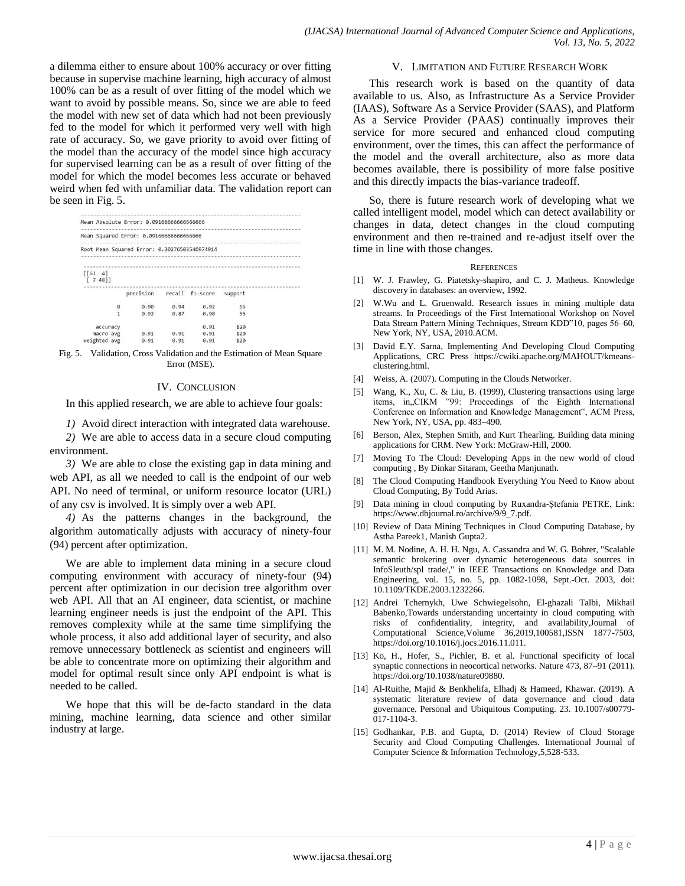a dilemma either to ensure about 100% accuracy or over fitting because in supervise machine learning, high accuracy of almost 100% can be as a result of over fitting of the model which we want to avoid by possible means. So, since we are able to feed the model with new set of data which had not been previously fed to the model for which it performed very well with high rate of accuracy. So, we gave priority to avoid over fitting of the model than the accuracy of the model since high accuracy for supervised learning can be as a result of over fitting of the model for which the model becomes less accurate or behaved weird when fed with unfamiliar data. The validation report can be seen in Fig. 5.

```
Mean Absolute Error: 0.09166666666666666
Mean Squared Error: 0.09166666666666666
Root Mean Squared Error: 0.30276503540974914

[[61  4]
 [ 7 48]]

              precision    recall  f1-score   support

           0       0.90      0.94      0.92        65
           1       0.92      0.87      0.90        55

    accuracy                           0.91       120
   macro avg       0.91      0.91      0.91       120
weighted avg       0.91      0.91      0.91       120
```

Fig. 5. Validation, Cross Validation and the Estimation of Mean Square Error (MSE).

## IV. Conclusion

In this applied research, we are able to achieve four goals:

*1)* Avoid direct interaction with integrated data warehouse.

*2)* We are able to access data in a secure cloud computing environment.

*3)* We are able to close the existing gap in data mining and web API, as all we needed to call is the endpoint of our web API. No need of terminal, or uniform resource locator (URL) of any csv is involved. It is simply over a web API.

*4)* As the patterns changes in the background, the algorithm automatically adjusts with accuracy of ninety-four (94) percent after optimization.

We are able to implement data mining in a secure cloud computing environment with accuracy of ninety-four (94) percent after optimization in our decision tree algorithm over web API. All that an AI engineer, data scientist, or machine learning engineer needs is just the endpoint of the API. This removes complexity while at the same time simplifying the whole process, it also add additional layer of security, and also remove unnecessary bottleneck as scientist and engineers will be able to concentrate more on optimizing their algorithm and model for optimal result since only API endpoint is what is needed to be called.

We hope that this will be de-facto standard in the data mining, machine learning, data science and other similar industry at large.

## V. Limitation and Future Research Work

This research work is based on the quantity of data available to us. Also, as Infrastructure As a Service Provider (IAAS), Software As a Service Provider (SAAS), and Platform As a Service Provider (PAAS) continually improves their service for more secured and enhanced cloud computing environment, over the times, this can affect the performance of the model and the overall architecture, also as more data becomes available, there is possibility of more false positive and this directly impacts the bias-variance tradeoff.

So, there is future research work of developing what we called intelligent model, model which can detect availability or changes in data, detect changes in the cloud computing environment and then re-trained and re-adjust itself over the time in line with those changes.

## References

[1] W. J. Frawley, G. Piatetsky-shapiro, and C. J. Matheus. Knowledge discovery in databases: an overview, 1992.

[2] W.Wu and L. Gruenwald. Research issues in mining multiple data streams. In Proceedings of the First International Workshop on Novel Data Stream Pattern Mining Techniques, Stream KDD"10, pages 56–60, New York, NY, USA, 2010.ACM.

[3] David E.Y. Sarna, Implementing And Developing Cloud Computing Applications, CRC Press https://cwiki.apache.org/MAHOUT/kmeans-clustering.html.

[4] Weiss, A. (2007). Computing in the Clouds Networker.

[5] Wang, K., Xu, C. & Liu, B. (1999), Clustering transactions using large items, in„CIKM "99: Proceedings of the Eighth International Conference on Information and Knowledge Management", ACM Press, New York, NY, USA, pp. 483–490.

[6] Berson, Alex, Stephen Smith, and Kurt Thearling. Building data mining applications for CRM. New York: McGraw-Hill, 2000.

[7] Moving To The Cloud: Developing Apps in the new world of cloud computing , By Dinkar Sitaram, Geetha Manjunath.

[8] The Cloud Computing Handbook Everything You Need to Know about Cloud Computing, By Todd Arias.

[9] Data mining in cloud computing by Ruxandra-Ştefania PETRE, Link: https://www.dbjournal.ro/archive/9/9_7.pdf.

[10] Review of Data Mining Techniques in Cloud Computing Database, by Astha Pareek1, Manish Gupta2.

[11] M. M. Nodine, A. H. H. Ngu, A. Cassandra and W. G. Bohrer, "Scalable semantic brokering over dynamic heterogeneous data sources in InfoSleuth/spl trade/," in IEEE Transactions on Knowledge and Data Engineering, vol. 15, no. 5, pp. 1082-1098, Sept.-Oct. 2003, doi: 10.1109/TKDE.2003.1232266.

[12] Andrei Tchernykh, Uwe Schwiegelsohn, El-ghazali Talbi, Mikhail Babenko,Towards understanding uncertainty in cloud computing with risks of confidentiality, integrity, and availability,Journal of Computational Science,Volume 36,2019,100581,ISSN 1877-7503, https://doi.org/10.1016/j.jocs.2016.11.011.

[13] Ko, H., Hofer, S., Pichler, B. et al. Functional specificity of local synaptic connections in neocortical networks. Nature 473, 87–91 (2011). https://doi.org/10.1038/nature09880.

[14] Al-Ruithe, Majid & Benkhelifa, Elhadj & Hameed, Khawar. (2019). A systematic literature review of data governance and cloud data governance. Personal and Ubiquitous Computing. 23. 10.1007/s00779-017-1104-3.

[15] Godhankar, P.B. and Gupta, D. (2014) Review of Cloud Storage Security and Cloud Computing Challenges. International Journal of Computer Science & Information Technology,5,528-533.